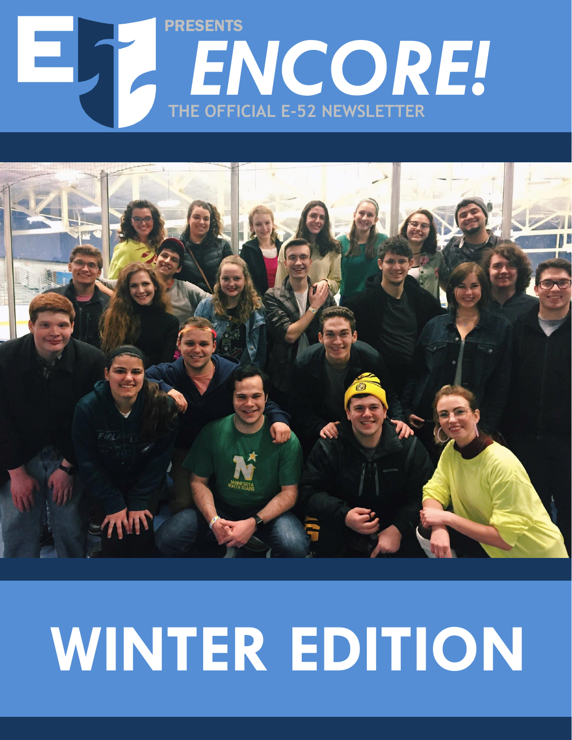# E52 PRESENTS ENCORE!

## THE OFFICIAL E-52 NEWSLETTER

# WINTER EDITION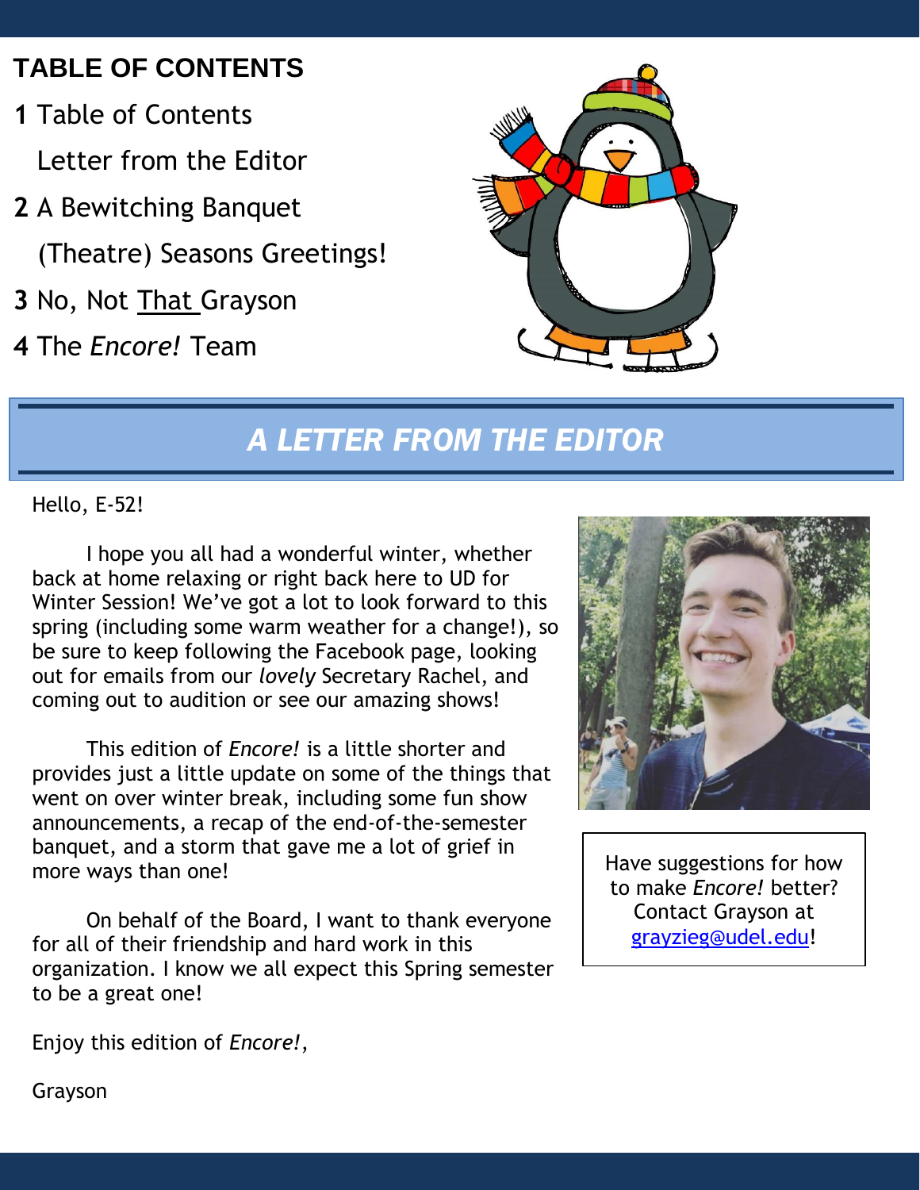## TABLE OF CONTENTS

**1** Table of Contents

Letter from the Editor

**2** A Bewitching Banquet

(Theatre) Seasons Greetings!

**3** No, Not <u>That</u> Grayson

**4** The *Encore!* Team

## *A LETTER FROM THE EDITOR*

Hello, E-52!

I hope you all had a wonderful winter, whether back at home relaxing or right back here to UD for Winter Session! We've got a lot to look forward to this spring (including some warm weather for a change!), so be sure to keep following the Facebook page, looking out for emails from our *lovely* Secretary Rachel, and coming out to audition or see our amazing shows!

This edition of *Encore!* is a little shorter and provides just a little update on some of the things that went on over winter break, including some fun show announcements, a recap of the end-of-the-semester banquet, and a storm that gave me a lot of grief in more ways than one!

On behalf of the Board, I want to thank everyone for all of their friendship and hard work in this organization. I know we all expect this Spring semester to be a great one!

Enjoy this edition of *Encore!*,

Grayson

Have suggestions for how to make *Encore!* better? Contact Grayson at grayzieg@udel.edu!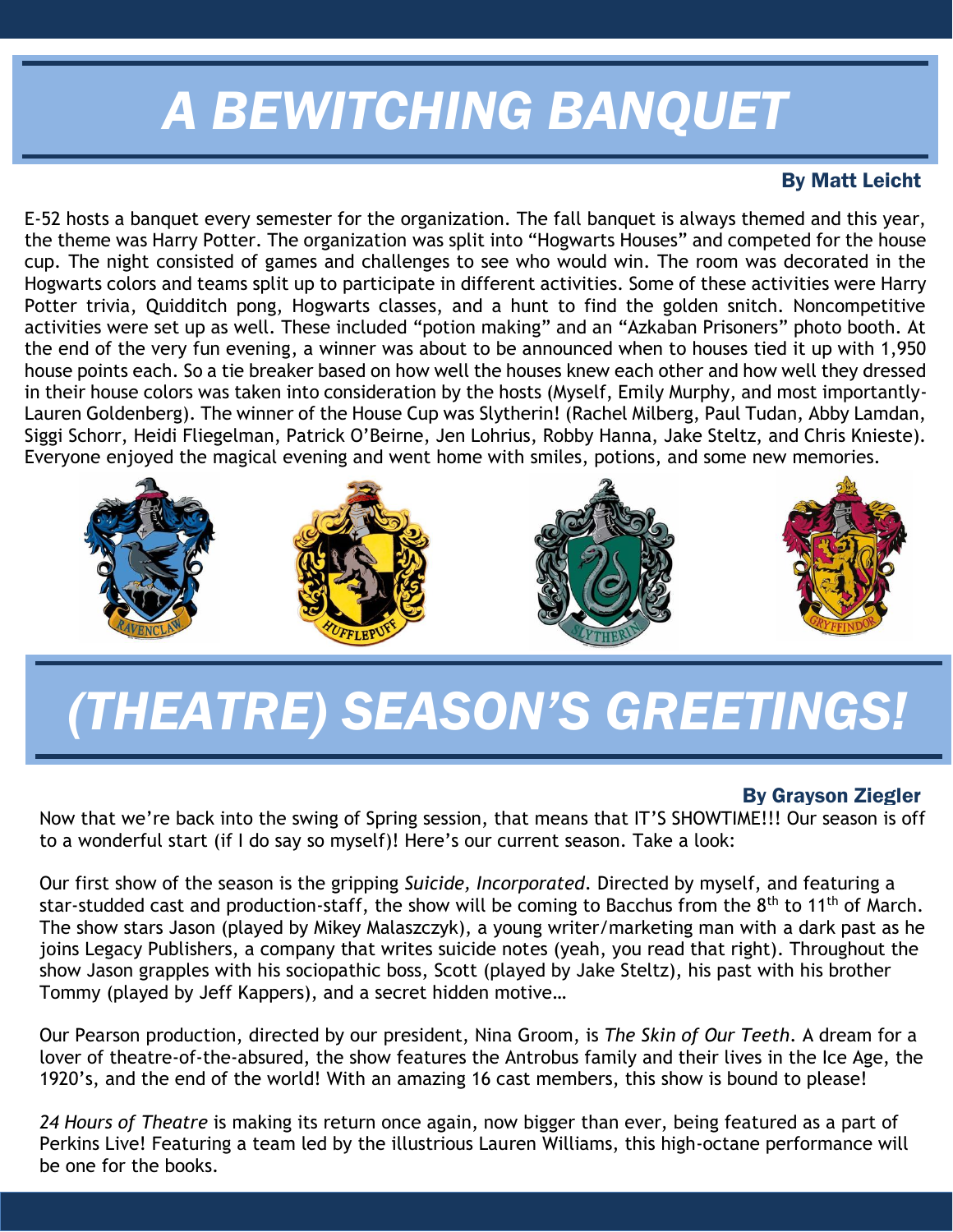# A BEWITCHING BANQUET

**By Matt Leicht**

E-52 hosts a banquet every semester for the organization. The fall banquet is always themed and this year, the theme was Harry Potter. The organization was split into "Hogwarts Houses" and competed for the house cup. The night consisted of games and challenges to see who would win. The room was decorated in the Hogwarts colors and teams split up to participate in different activities. Some of these activities were Harry Potter trivia, Quidditch pong, Hogwarts classes, and a hunt to find the golden snitch. Noncompetitive activities were set up as well. These included "potion making" and an "Azkaban Prisoners" photo booth. At the end of the very fun evening, a winner was about to be announced when to houses tied it up with 1,950 house points each. So a tie breaker based on how well the houses knew each other and how well they dressed in their house colors was taken into consideration by the hosts (Myself, Emily Murphy, and most importantly- Lauren Goldenberg). The winner of the House Cup was Slytherin! (Rachel Milberg, Paul Tudan, Abby Lamdan, Siggi Schorr, Heidi Fliegelman, Patrick O'Beirne, Jen Lohrius, Robby Hanna, Jake Steltz, and Chris Knieste). Everyone enjoyed the magical evening and went home with smiles, potions, and some new memories.

# (THEATRE) SEASON'S GREETINGS!

**By Grayson Ziegler**

Now that we're back into the swing of Spring session, that means that IT'S SHOWTIME!!! Our season is off to a wonderful start (if I do say so myself)! Here's our current season. Take a look:

Our first show of the season is the gripping *Suicide, Incorporated*. Directed by myself, and featuring a star-studded cast and production-staff, the show will be coming to Bacchus from the 8th to 11th of March. The show stars Jason (played by Mikey Malaszczyk), a young writer/marketing man with a dark past as he joins Legacy Publishers, a company that writes suicide notes (yeah, you read that right). Throughout the show Jason grapples with his sociopathic boss, Scott (played by Jake Steltz), his past with his brother Tommy (played by Jeff Kappers), and a secret hidden motive…

Our Pearson production, directed by our president, Nina Groom, is *The Skin of Our Teeth*. A dream for a lover of theatre-of-the-absured, the show features the Antrobus family and their lives in the Ice Age, the 1920's, and the end of the world! With an amazing 16 cast members, this show is bound to please!

*24 Hours of Theatre* is making its return once again, now bigger than ever, being featured as a part of Perkins Live! Featuring a team led by the illustrious Lauren Williams, this high-octane performance will be one for the books.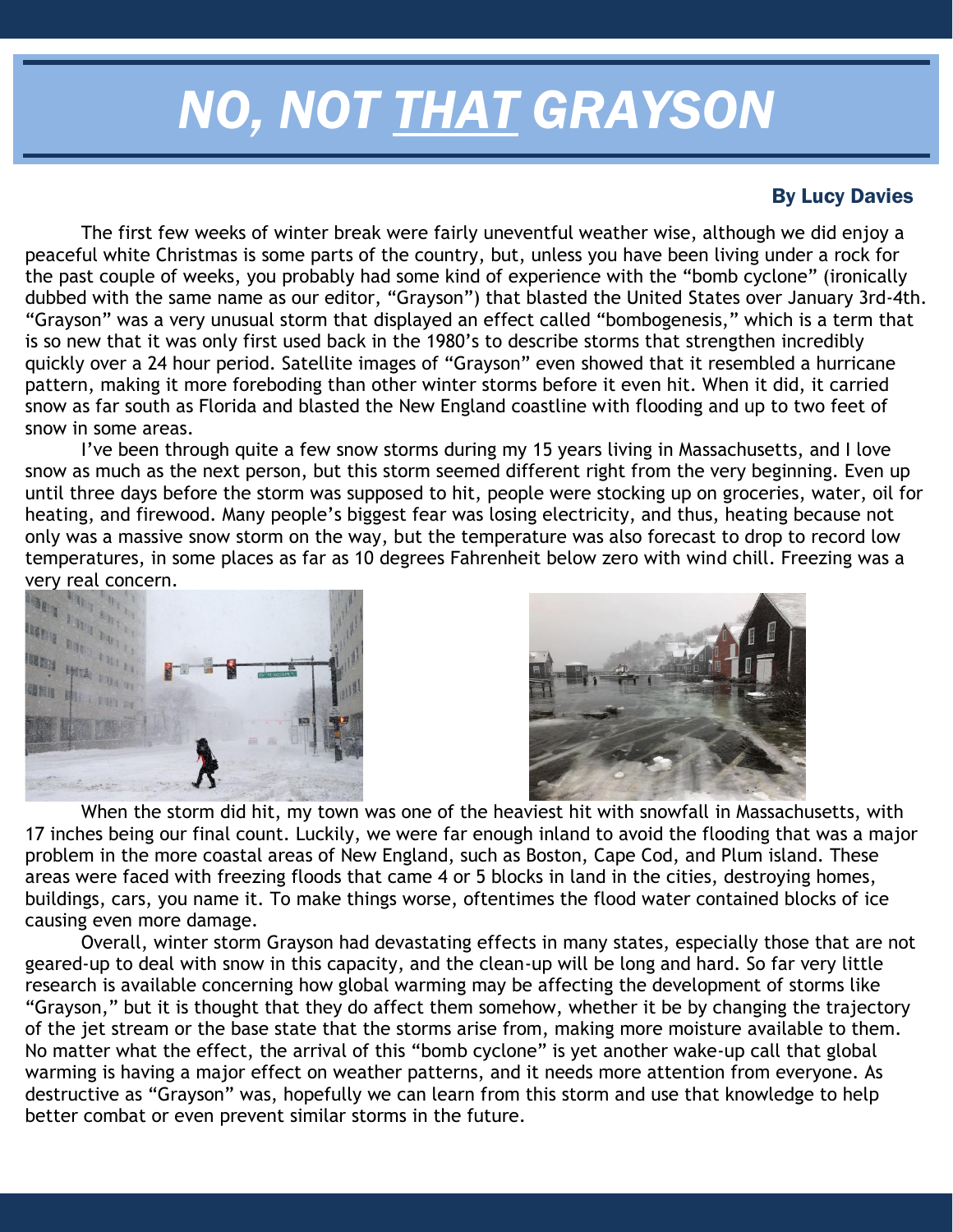# *NO, NOT THAT GRAYSON*

**By Lucy Davies**

The first few weeks of winter break were fairly uneventful weather wise, although we did enjoy a peaceful white Christmas is some parts of the country, but, unless you have been living under a rock for the past couple of weeks, you probably had some kind of experience with the "bomb cyclone" (ironically dubbed with the same name as our editor, "Grayson") that blasted the United States over January 3rd-4th. "Grayson" was a very unusual storm that displayed an effect called "bombogenesis," which is a term that is so new that it was only first used back in the 1980's to describe storms that strengthen incredibly quickly over a 24 hour period. Satellite images of "Grayson" even showed that it resembled a hurricane pattern, making it more foreboding than other winter storms before it even hit. When it did, it carried snow as far south as Florida and blasted the New England coastline with flooding and up to two feet of snow in some areas.

I've been through quite a few snow storms during my 15 years living in Massachusetts, and I love snow as much as the next person, but this storm seemed different right from the very beginning. Even up until three days before the storm was supposed to hit, people were stocking up on groceries, water, oil for heating, and firewood. Many people's biggest fear was losing electricity, and thus, heating because not only was a massive snow storm on the way, but the temperature was also forecast to drop to record low temperatures, in some places as far as 10 degrees Fahrenheit below zero with wind chill. Freezing was a very real concern.

When the storm did hit, my town was one of the heaviest hit with snowfall in Massachusetts, with 17 inches being our final count. Luckily, we were far enough inland to avoid the flooding that was a major problem in the more coastal areas of New England, such as Boston, Cape Cod, and Plum island. These areas were faced with freezing floods that came 4 or 5 blocks in land in the cities, destroying homes, buildings, cars, you name it. To make things worse, oftentimes the flood water contained blocks of ice causing even more damage.

Overall, winter storm Grayson had devastating effects in many states, especially those that are not geared-up to deal with snow in this capacity, and the clean-up will be long and hard. So far very little research is available concerning how global warming may be affecting the development of storms like "Grayson," but it is thought that they do affect them somehow, whether it be by changing the trajectory of the jet stream or the base state that the storms arise from, making more moisture available to them. No matter what the effect, the arrival of this "bomb cyclone" is yet another wake-up call that global warming is having a major effect on weather patterns, and it needs more attention from everyone. As destructive as "Grayson" was, hopefully we can learn from this storm and use that knowledge to help better combat or even prevent similar storms in the future.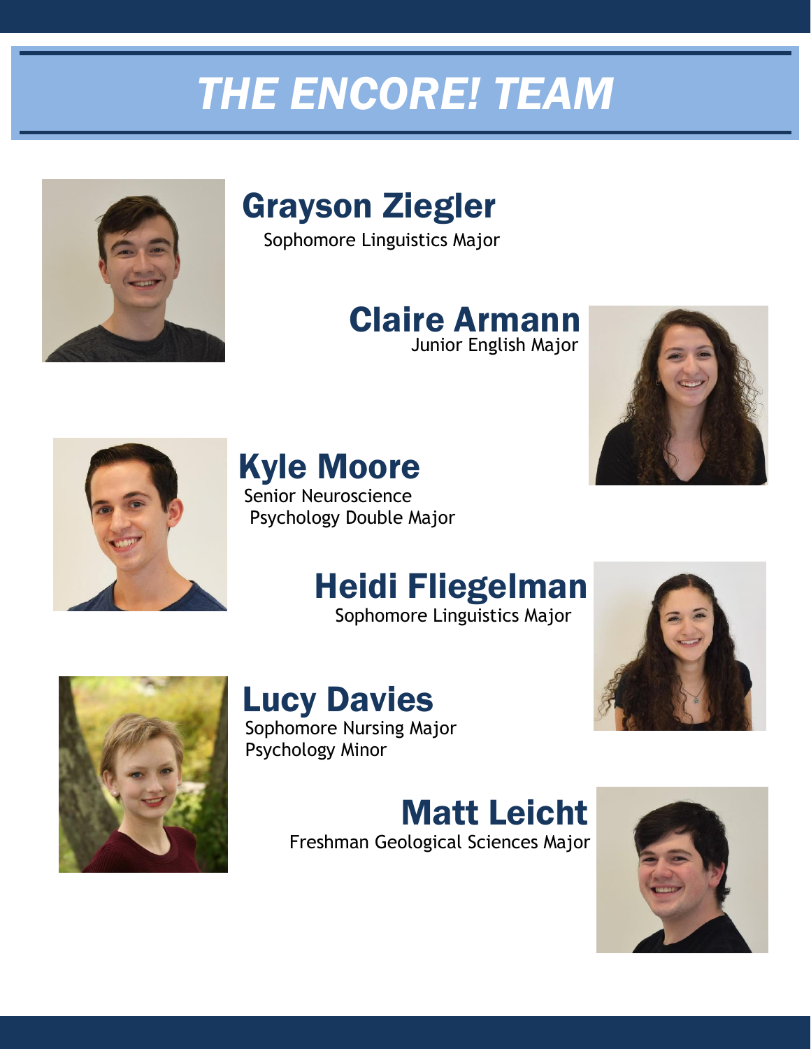# THE ENCORE! TEAM

## Grayson Ziegler

Sophomore Linguistics Major

## Claire Armann

Junior English Major

## Kyle Moore

Senior Neuroscience
Psychology Double Major

## Heidi Fliegelman

Sophomore Linguistics Major

## Lucy Davies

Sophomore Nursing Major
Psychology Minor

## Matt Leicht

Freshman Geological Sciences Major